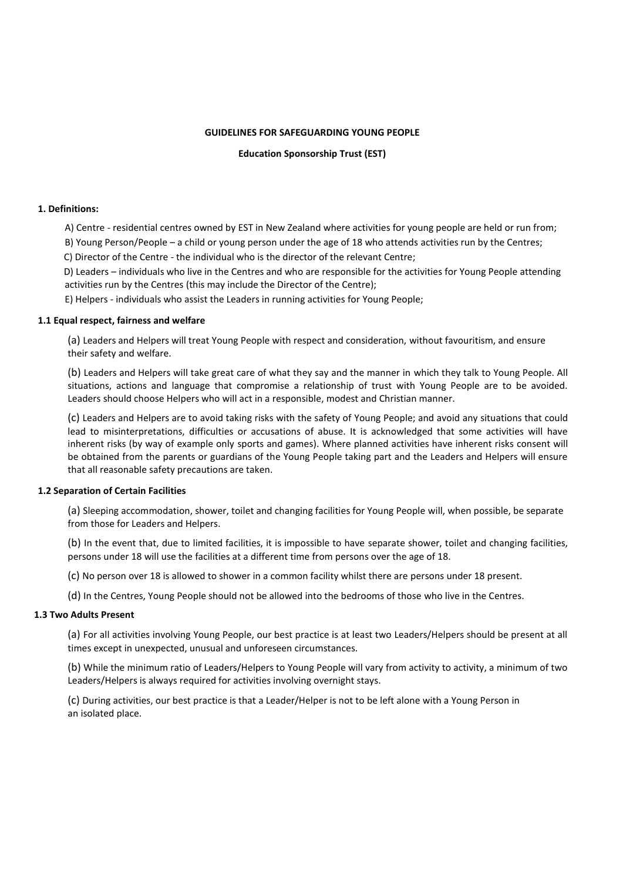**GUIDELINES FOR SAFEGUARDING YOUNG PEOPLE**

**Education Sponsorship Trust (EST)**

### 1. Definitions:

A) Centre - residential centres owned by EST in New Zealand where activities for young people are held or run from;

B) Young Person/People – a child or young person under the age of 18 who attends activities run by the Centres;

C) Director of the Centre - the individual who is the director of the relevant Centre;

D) Leaders – individuals who live in the Centres and who are responsible for the activities for Young People attending activities run by the Centres (this may include the Director of the Centre);

E) Helpers - individuals who assist the Leaders in running activities for Young People;

### 1.1 Equal respect, fairness and welfare

(a) Leaders and Helpers will treat Young People with respect and consideration, without favouritism, and ensure their safety and welfare.

(b) Leaders and Helpers will take great care of what they say and the manner in which they talk to Young People. All situations, actions and language that compromise a relationship of trust with Young People are to be avoided. Leaders should choose Helpers who will act in a responsible, modest and Christian manner.

(c) Leaders and Helpers are to avoid taking risks with the safety of Young People; and avoid any situations that could lead to misinterpretations, difficulties or accusations of abuse. It is acknowledged that some activities will have inherent risks (by way of example only sports and games). Where planned activities have inherent risks consent will be obtained from the parents or guardians of the Young People taking part and the Leaders and Helpers will ensure that all reasonable safety precautions are taken.

### 1.2 Separation of Certain Facilities

(a) Sleeping accommodation, shower, toilet and changing facilities for Young People will, when possible, be separate from those for Leaders and Helpers.

(b) In the event that, due to limited facilities, it is impossible to have separate shower, toilet and changing facilities, persons under 18 will use the facilities at a different time from persons over the age of 18.

(c) No person over 18 is allowed to shower in a common facility whilst there are persons under 18 present.

(d) In the Centres, Young People should not be allowed into the bedrooms of those who live in the Centres.

### 1.3 Two Adults Present

(a) For all activities involving Young People, our best practice is at least two Leaders/Helpers should be present at all times except in unexpected, unusual and unforeseen circumstances.

(b) While the minimum ratio of Leaders/Helpers to Young People will vary from activity to activity, a minimum of two Leaders/Helpers is always required for activities involving overnight stays.

(c) During activities, our best practice is that a Leader/Helper is not to be left alone with a Young Person in an isolated place.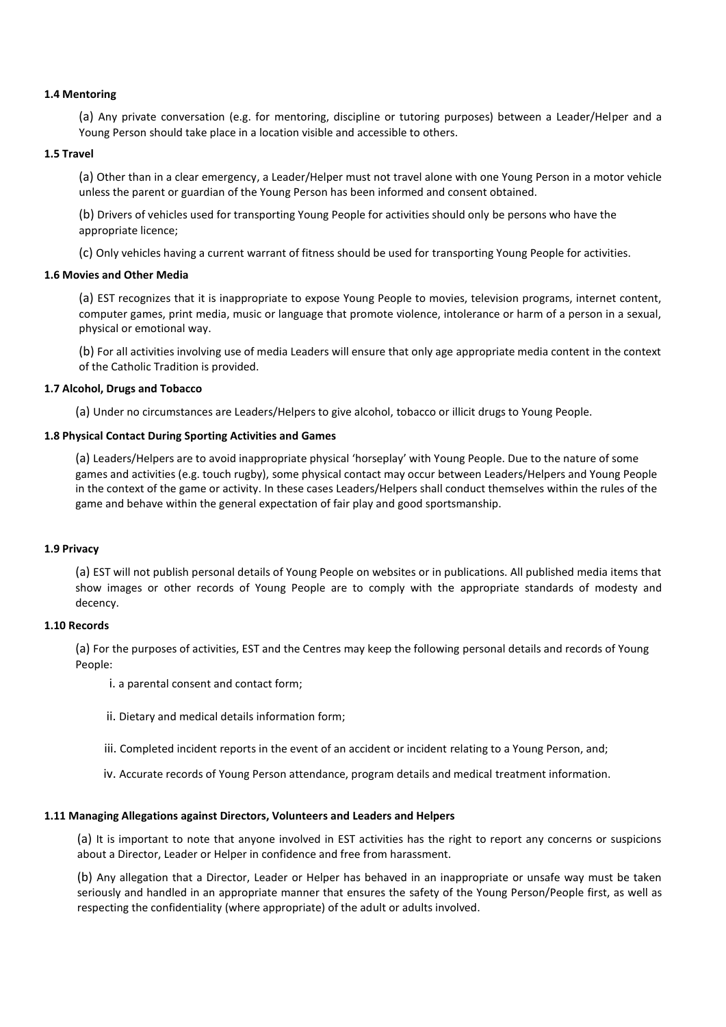**1.4 Mentoring**

(a) Any private conversation (e.g. for mentoring, discipline or tutoring purposes) between a Leader/Helper and a Young Person should take place in a location visible and accessible to others.

**1.5 Travel**

(a) Other than in a clear emergency, a Leader/Helper must not travel alone with one Young Person in a motor vehicle unless the parent or guardian of the Young Person has been informed and consent obtained.

(b) Drivers of vehicles used for transporting Young People for activities should only be persons who have the appropriate licence;

(c) Only vehicles having a current warrant of fitness should be used for transporting Young People for activities.

**1.6 Movies and Other Media**

(a) EST recognizes that it is inappropriate to expose Young People to movies, television programs, internet content, computer games, print media, music or language that promote violence, intolerance or harm of a person in a sexual, physical or emotional way.

(b) For all activities involving use of media Leaders will ensure that only age appropriate media content in the context of the Catholic Tradition is provided.

**1.7 Alcohol, Drugs and Tobacco**

(a) Under no circumstances are Leaders/Helpers to give alcohol, tobacco or illicit drugs to Young People.

**1.8 Physical Contact During Sporting Activities and Games**

(a) Leaders/Helpers are to avoid inappropriate physical 'horseplay' with Young People. Due to the nature of some games and activities (e.g. touch rugby), some physical contact may occur between Leaders/Helpers and Young People in the context of the game or activity. In these cases Leaders/Helpers shall conduct themselves within the rules of the game and behave within the general expectation of fair play and good sportsmanship.

**1.9 Privacy**

(a) EST will not publish personal details of Young People on websites or in publications. All published media items that show images or other records of Young People are to comply with the appropriate standards of modesty and decency.

**1.10 Records**

(a) For the purposes of activities, EST and the Centres may keep the following personal details and records of Young People:

i. a parental consent and contact form;

ii. Dietary and medical details information form;

iii. Completed incident reports in the event of an accident or incident relating to a Young Person, and;

iv. Accurate records of Young Person attendance, program details and medical treatment information.

**1.11 Managing Allegations against Directors, Volunteers and Leaders and Helpers**

(a) It is important to note that anyone involved in EST activities has the right to report any concerns or suspicions about a Director, Leader or Helper in confidence and free from harassment.

(b) Any allegation that a Director, Leader or Helper has behaved in an inappropriate or unsafe way must be taken seriously and handled in an appropriate manner that ensures the safety of the Young Person/People first, as well as respecting the confidentiality (where appropriate) of the adult or adults involved.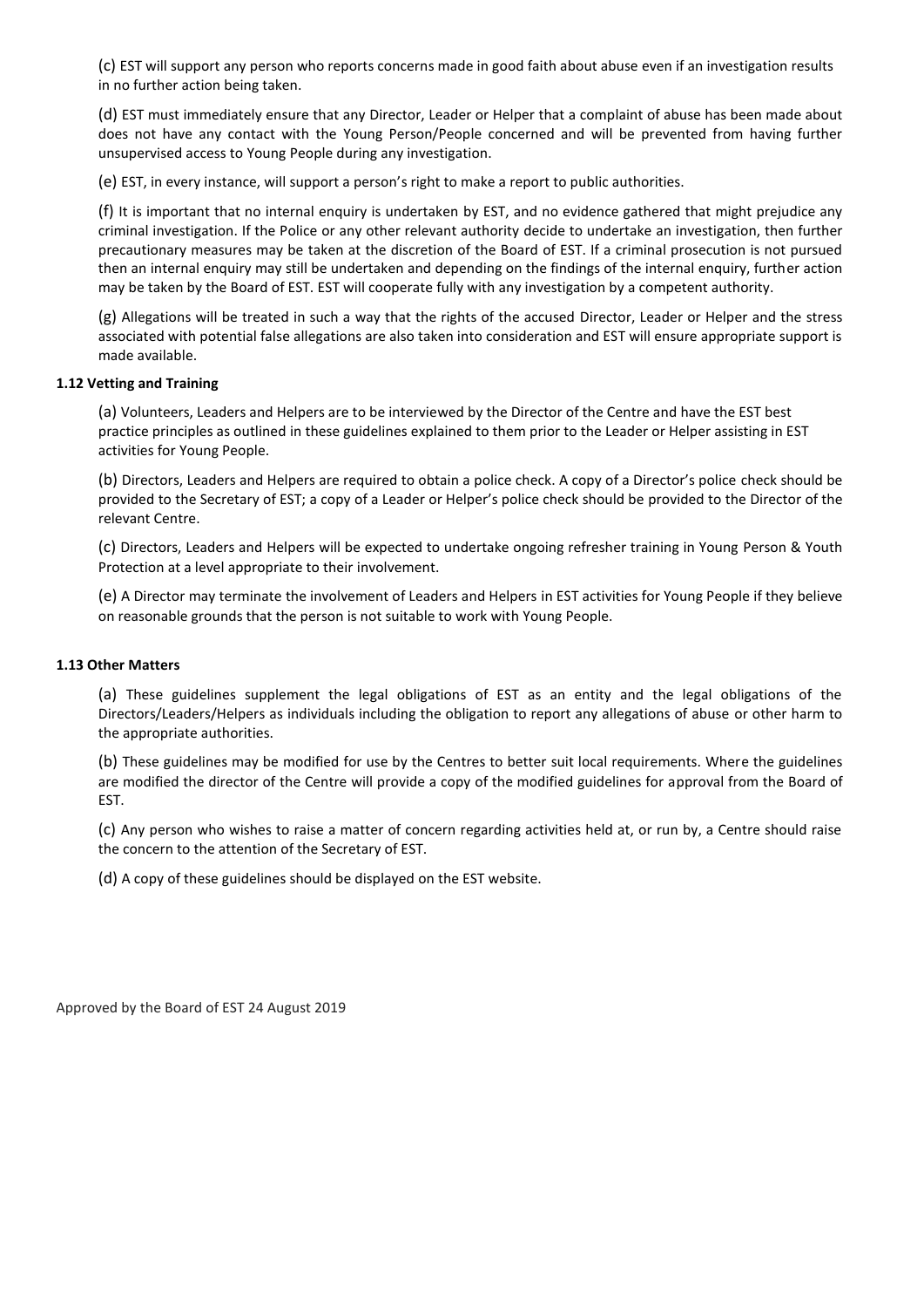(c) EST will support any person who reports concerns made in good faith about abuse even if an investigation results in no further action being taken.

(d) EST must immediately ensure that any Director, Leader or Helper that a complaint of abuse has been made about does not have any contact with the Young Person/People concerned and will be prevented from having further unsupervised access to Young People during any investigation.

(e) EST, in every instance, will support a person's right to make a report to public authorities.

(f) It is important that no internal enquiry is undertaken by EST, and no evidence gathered that might prejudice any criminal investigation. If the Police or any other relevant authority decide to undertake an investigation, then further precautionary measures may be taken at the discretion of the Board of EST. If a criminal prosecution is not pursued then an internal enquiry may still be undertaken and depending on the findings of the internal enquiry, further action may be taken by the Board of EST. EST will cooperate fully with any investigation by a competent authority.

(g) Allegations will be treated in such a way that the rights of the accused Director, Leader or Helper and the stress associated with potential false allegations are also taken into consideration and EST will ensure appropriate support is made available.

**1.12 Vetting and Training**

(a) Volunteers, Leaders and Helpers are to be interviewed by the Director of the Centre and have the EST best practice principles as outlined in these guidelines explained to them prior to the Leader or Helper assisting in EST activities for Young People.

(b) Directors, Leaders and Helpers are required to obtain a police check. A copy of a Director's police check should be provided to the Secretary of EST; a copy of a Leader or Helper's police check should be provided to the Director of the relevant Centre.

(c) Directors, Leaders and Helpers will be expected to undertake ongoing refresher training in Young Person & Youth Protection at a level appropriate to their involvement.

(e) A Director may terminate the involvement of Leaders and Helpers in EST activities for Young People if they believe on reasonable grounds that the person is not suitable to work with Young People.

**1.13 Other Matters**

(a) These guidelines supplement the legal obligations of EST as an entity and the legal obligations of the Directors/Leaders/Helpers as individuals including the obligation to report any allegations of abuse or other harm to the appropriate authorities.

(b) These guidelines may be modified for use by the Centres to better suit local requirements. Where the guidelines are modified the director of the Centre will provide a copy of the modified guidelines for approval from the Board of EST.

(c) Any person who wishes to raise a matter of concern regarding activities held at, or run by, a Centre should raise the concern to the attention of the Secretary of EST.

(d) A copy of these guidelines should be displayed on the EST website.

Approved by the Board of EST 24 August 2019